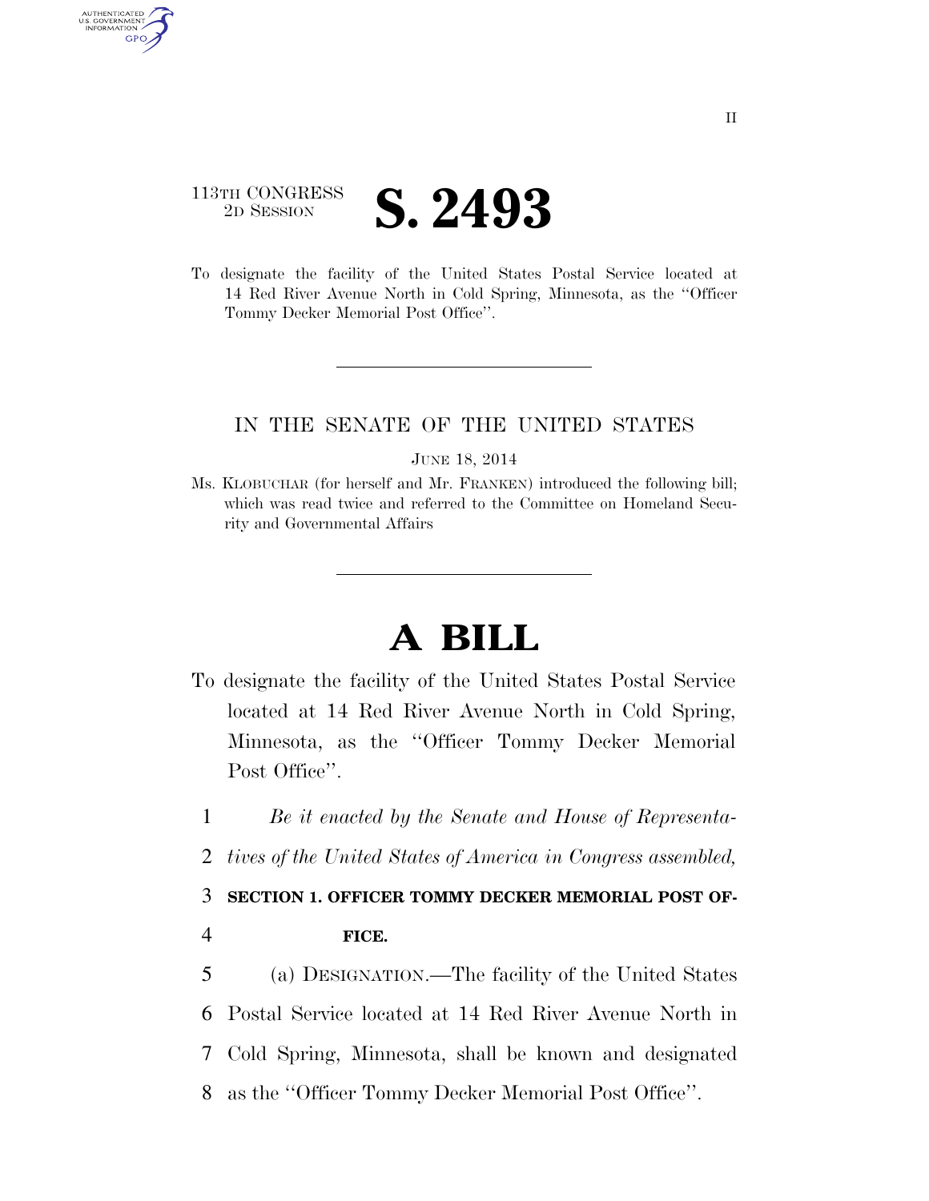113TH CONGRESS
2D SESSION

# S. 2493

To designate the facility of the United States Postal Service located at 14 Red River Avenue North in Cold Spring, Minnesota, as the ''Officer Tommy Decker Memorial Post Office''.

IN THE SENATE OF THE UNITED STATES

JUNE 18, 2014

Ms. KLOBUCHAR (for herself and Mr. FRANKEN) introduced the following bill; which was read twice and referred to the Committee on Homeland Security and Governmental Affairs

# A BILL

To designate the facility of the United States Postal Service located at 14 Red River Avenue North in Cold Spring, Minnesota, as the ''Officer Tommy Decker Memorial Post Office''.

1 *Be it enacted by the Senate and House of Representa-*
2 *tives of the United States of America in Congress assembled,*

3 **SECTION 1. OFFICER TOMMY DECKER MEMORIAL POST OF-**
4 **FICE.**

5 (a) DESIGNATION.—The facility of the United States
6 Postal Service located at 14 Red River Avenue North in
7 Cold Spring, Minnesota, shall be known and designated
8 as the ''Officer Tommy Decker Memorial Post Office''.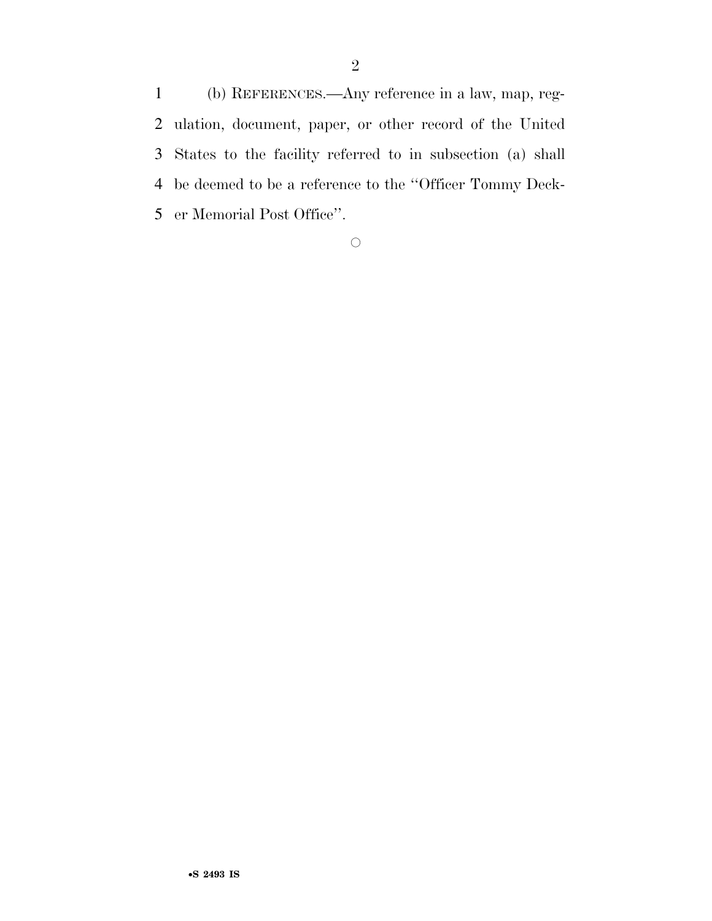(b) REFERENCES.—Any reference in a law, map, regulation, document, paper, or other record of the United States to the facility referred to in subsection (a) shall be deemed to be a reference to the "Officer Tommy Decker Memorial Post Office".

○